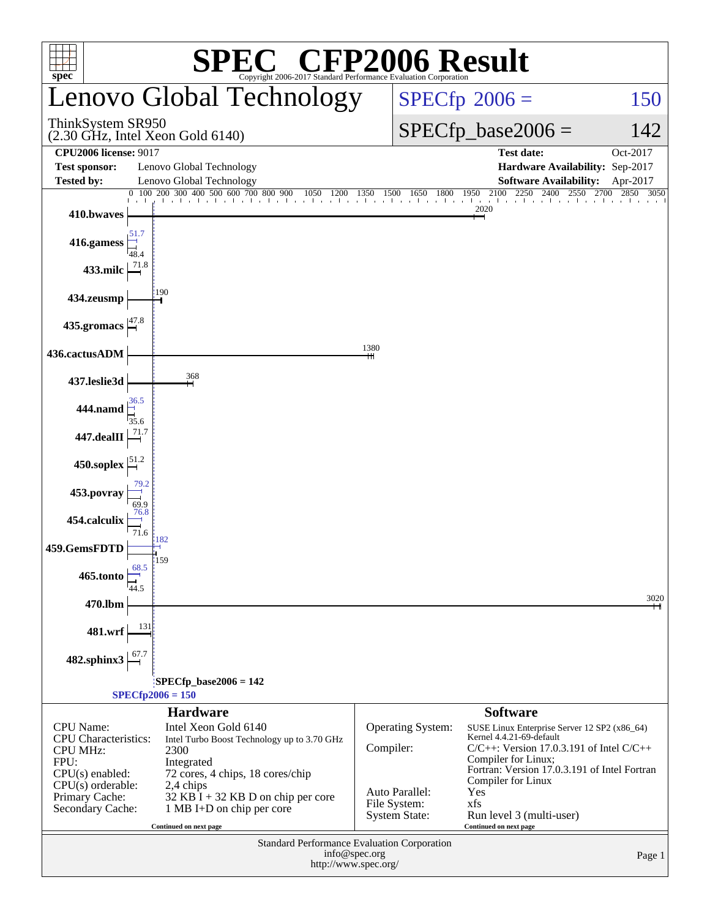# SPEC CFP2006 Result

Copyright 2006-2017 Standard Performance Evaluation Corporation

## Lenovo Global Technology

ThinkSystem SR950
(2.30 GHz, Intel Xeon Gold 6140)

SPECfp 2006 = 150

SPECfp_base2006 = 142

| | | | |
|---|---|---|---|
| **CPU2006 license:** 9017 | | **Test date:** | Oct-2017 |
| **Test sponsor:** | Lenovo Global Technology | **Hardware Availability:** | Sep-2017 |
| **Tested by:** | Lenovo Global Technology | **Software Availability:** | Apr-2017 |

| Benchmark | Base | Peak |
|---|---|---|
| 410.bwaves | 2020 | |
| 416.gamess | 48.4 | 51.7 |
| 433.milc | 71.8 | |
| 434.zeusmp | 190 | |
| 435.gromacs | 47.8 | |
| 436.cactusADM | 1380 | |
| 437.leslie3d | 368 | |
| 444.namd | 35.6 | 36.5 |
| 447.dealII | 71.7 | |
| 450.soplex | 51.2 | |
| 453.povray | 69.9 | 79.2 |
| 454.calculix | 71.6 | 76.8 |
| 459.GemsFDTD | 159 | 182 |
| 465.tonto | 44.5 | 68.5 |
| 470.lbm | 3020 | |
| 481.wrf | 131 | |
| 482.sphinx3 | 67.7 | |

SPECfp_base2006 = 142

SPECfp2006 = 150

## Hardware

| | |
|---|---|
| CPU Name: | Intel Xeon Gold 6140 |
| CPU Characteristics: | Intel Turbo Boost Technology up to 3.70 GHz |
| CPU MHz: | 2300 |
| FPU: | Integrated |
| CPU(s) enabled: | 72 cores, 4 chips, 18 cores/chip |
| CPU(s) orderable: | 2,4 chips |
| Primary Cache: | 32 KB I + 32 KB D on chip per core |
| Secondary Cache: | 1 MB I+D on chip per core |

Continued on next page

## Software

| | |
|---|---|
| Operating System: | SUSE Linux Enterprise Server 12 SP2 (x86_64) Kernel 4.4.21-69-default |
| Compiler: | C/C++: Version 17.0.3.191 of Intel C/C++ Compiler for Linux; Fortran: Version 17.0.3.191 of Intel Fortran Compiler for Linux |
| Auto Parallel: | Yes |
| File System: | xfs |
| System State: | Run level 3 (multi-user) |

Continued on next page

Standard Performance Evaluation Corporation
info@spec.org
http://www.spec.org/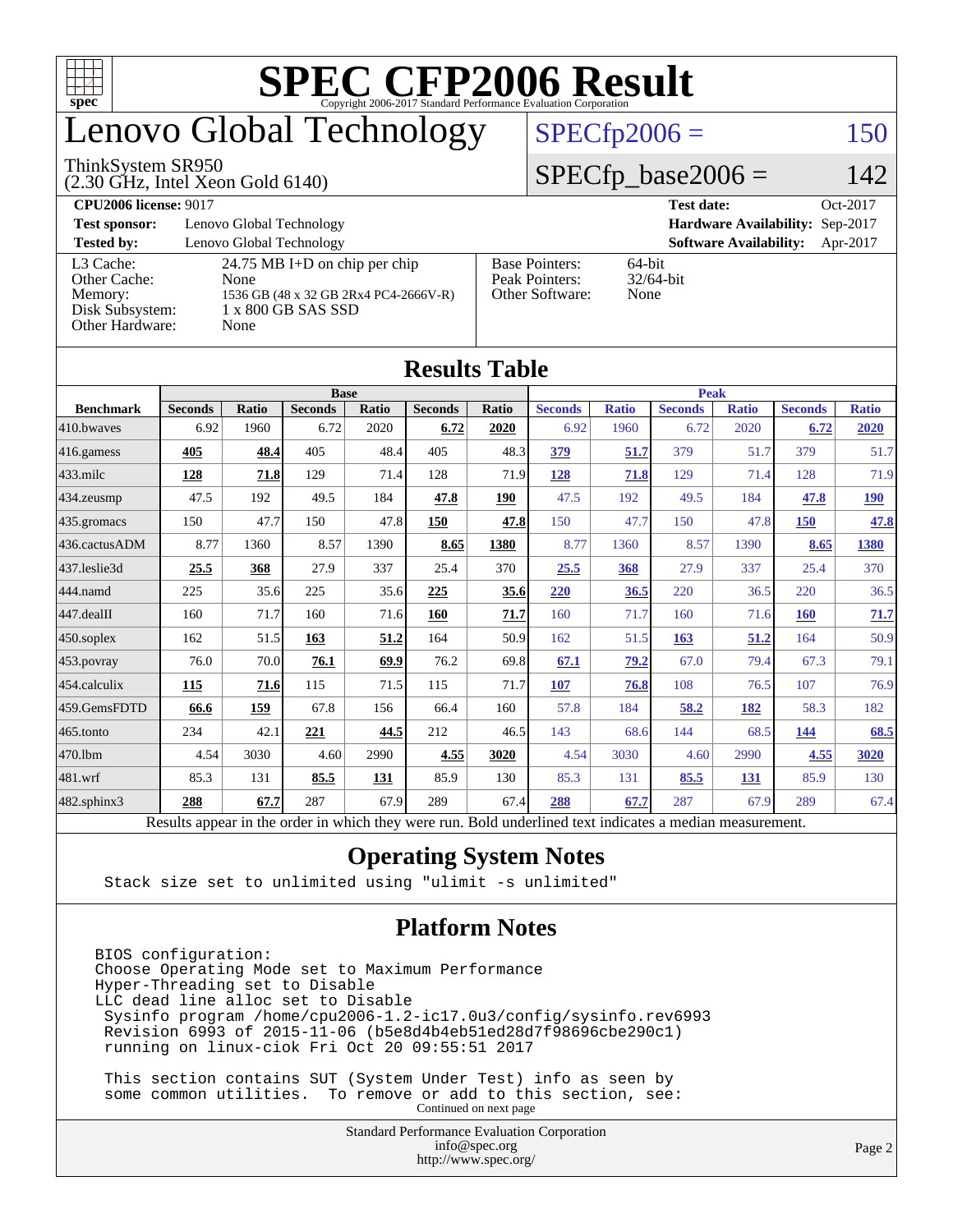# SPEC CFP2006 Result

Copyright 2006-2017 Standard Performance Evaluation Corporation

## Lenovo Global Technology

ThinkSystem SR950
(2.30 GHz, Intel Xeon Gold 6140)

SPECfp2006 = 150

SPECfp_base2006 = 142

| | | | |
|---|---|---|---|
| **CPU2006 license:** 9017 | | **Test date:** | Oct-2017 |
| **Test sponsor:** | Lenovo Global Technology | **Hardware Availability:** | Sep-2017 |
| **Tested by:** | Lenovo Global Technology | **Software Availability:** | Apr-2017 |

| | | | |
|---|---|---|---|
| L3 Cache: | 24.75 MB I+D on chip per chip | Base Pointers: | 64-bit |
| Other Cache: | None | Peak Pointers: | 32/64-bit |
| Memory: | 1536 GB (48 x 32 GB 2Rx4 PC4-2666V-R) | Other Software: | None |
| Disk Subsystem: | 1 x 800 GB SAS SSD | | |
| Other Hardware: | None | | |

## Results Table

| Benchmark | Base | | | | | | Peak | | | | | |
|---|---|---|---|---|---|---|---|---|---|---|---|---|
| | Seconds | Ratio | Seconds | Ratio | Seconds | Ratio | Seconds | Ratio | Seconds | Ratio | Seconds | Ratio |
| 410.bwaves | 6.92 | 1960 | 6.72 | 2020 | **6.72** | **2020** | 6.92 | 1960 | 6.72 | 2020 | **6.72** | **2020** |
| 416.gamess | **405** | **48.4** | 405 | 48.4 | 405 | 48.3 | **379** | **51.7** | 379 | 51.7 | 379 | 51.7 |
| 433.milc | **128** | **71.8** | 129 | 71.4 | 128 | 71.9 | **128** | **71.8** | 129 | 71.4 | 128 | 71.9 |
| 434.zeusmp | 47.5 | 192 | 49.5 | 184 | **47.8** | **190** | 47.5 | 192 | 49.5 | 184 | **47.8** | **190** |
| 435.gromacs | 150 | 47.7 | 150 | 47.8 | **150** | **47.8** | 150 | 47.7 | 150 | 47.8 | **150** | **47.8** |
| 436.cactusADM | 8.77 | 1360 | 8.57 | 1390 | **8.65** | **1380** | 8.77 | 1360 | 8.57 | 1390 | **8.65** | **1380** |
| 437.leslie3d | **25.5** | **368** | 27.9 | 337 | 25.4 | 370 | **25.5** | **368** | 27.9 | 337 | 25.4 | 370 |
| 444.namd | 225 | 35.6 | 225 | 35.6 | **225** | **35.6** | **220** | **36.5** | 220 | 36.5 | 220 | 36.5 |
| 447.dealII | 160 | 71.7 | 160 | 71.6 | **160** | **71.7** | 160 | 71.7 | 160 | 71.6 | **160** | **71.7** |
| 450.soplex | 162 | 51.5 | **163** | **51.2** | 164 | 50.9 | 162 | 51.5 | **163** | **51.2** | 164 | 50.9 |
| 453.povray | 76.0 | 70.0 | **76.1** | **69.9** | 76.2 | 69.8 | **67.1** | **79.2** | 67.0 | 79.4 | 67.3 | 79.1 |
| 454.calculix | **115** | **71.6** | 115 | 71.5 | 115 | 71.7 | **107** | **76.8** | 108 | 76.5 | 107 | 76.9 |
| 459.GemsFDTD | **66.6** | **159** | 67.8 | 156 | 66.4 | 160 | 57.8 | 184 | **58.2** | **182** | 58.3 | 182 |
| 465.tonto | 234 | 42.1 | **221** | **44.5** | 212 | 46.5 | 143 | 68.6 | 144 | 68.5 | **144** | **68.5** |
| 470.lbm | 4.54 | 3030 | 4.60 | 2990 | **4.55** | **3020** | 4.54 | 3030 | 4.60 | 2990 | **4.55** | **3020** |
| 481.wrf | 85.3 | 131 | **85.5** | **131** | 85.9 | 130 | 85.3 | 131 | **85.5** | **131** | 85.9 | 130 |
| 482.sphinx3 | **288** | **67.7** | 287 | 67.9 | 289 | 67.4 | **288** | **67.7** | 287 | 67.9 | 289 | 67.4 |

Results appear in the order in which they were run. Bold underlined text indicates a median measurement.

## Operating System Notes

```
Stack size set to unlimited using "ulimit -s unlimited"
```

## Platform Notes

```
BIOS configuration:
Choose Operating Mode set to Maximum Performance
Hyper-Threading set to Disable
LLC dead line alloc set to Disable
 Sysinfo program /home/cpu2006-1.2-ic17.0u3/config/sysinfo.rev6993
 Revision 6993 of 2015-11-06 (b5e8d4b4eb51ed28d7f98696cbe290c1)
 running on linux-ciok Fri Oct 20 09:55:51 2017

 This section contains SUT (System Under Test) info as seen by
 some common utilities.  To remove or add to this section, see:
```

Continued on next page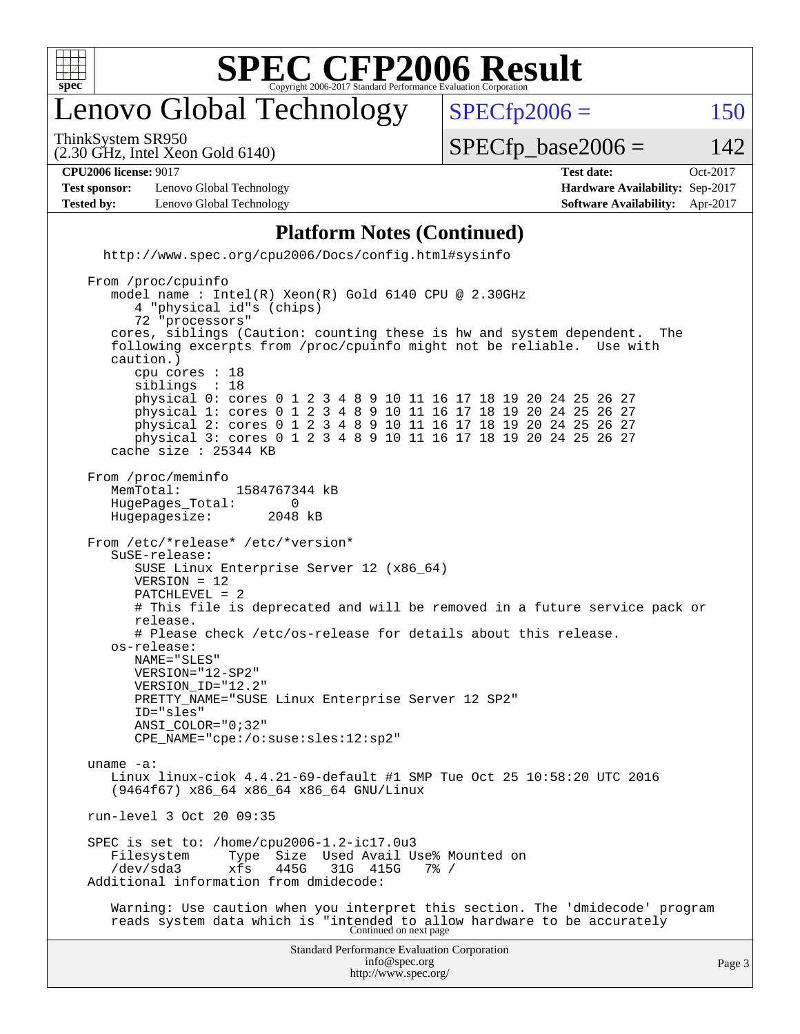## Platform Notes (Continued)

```
  http://www.spec.org/cpu2006/Docs/config.html#sysinfo

From /proc/cpuinfo
   model name : Intel(R) Xeon(R) Gold 6140 CPU @ 2.30GHz
      4 "physical id"s (chips)
      72 "processors"
   cores, siblings (Caution: counting these is hw and system dependent.  The
   following excerpts from /proc/cpuinfo might not be reliable.  Use with
   caution.)
      cpu cores : 18
      siblings  : 18
      physical 0: cores 0 1 2 3 4 8 9 10 11 16 17 18 19 20 24 25 26 27
      physical 1: cores 0 1 2 3 4 8 9 10 11 16 17 18 19 20 24 25 26 27
      physical 2: cores 0 1 2 3 4 8 9 10 11 16 17 18 19 20 24 25 26 27
      physical 3: cores 0 1 2 3 4 8 9 10 11 16 17 18 19 20 24 25 26 27
   cache size : 25344 KB

From /proc/meminfo
   MemTotal:       1584767344 kB
   HugePages_Total:       0
   Hugepagesize:       2048 kB

From /etc/*release* /etc/*version*
   SuSE-release:
      SUSE Linux Enterprise Server 12 (x86_64)
      VERSION = 12
      PATCHLEVEL = 2
      # This file is deprecated and will be removed in a future service pack or
      release.
      # Please check /etc/os-release for details about this release.
   os-release:
      NAME="SLES"
      VERSION="12-SP2"
      VERSION_ID="12.2"
      PRETTY_NAME="SUSE Linux Enterprise Server 12 SP2"
      ID="sles"
      ANSI_COLOR="0;32"
      CPE_NAME="cpe:/o:suse:sles:12:sp2"

uname -a:
   Linux linux-ciok 4.4.21-69-default #1 SMP Tue Oct 25 10:58:20 UTC 2016
   (9464f67) x86_64 x86_64 x86_64 GNU/Linux

run-level 3 Oct 20 09:35

SPEC is set to: /home/cpu2006-1.2-ic17.0u3
   Filesystem     Type  Size  Used Avail Use% Mounted on
   /dev/sda3      xfs   445G   31G  415G   7% /
Additional information from dmidecode:

   Warning: Use caution when you interpret this section. The 'dmidecode' program
   reads system data which is "intended to allow hardware to be accurately
```

Continued on next page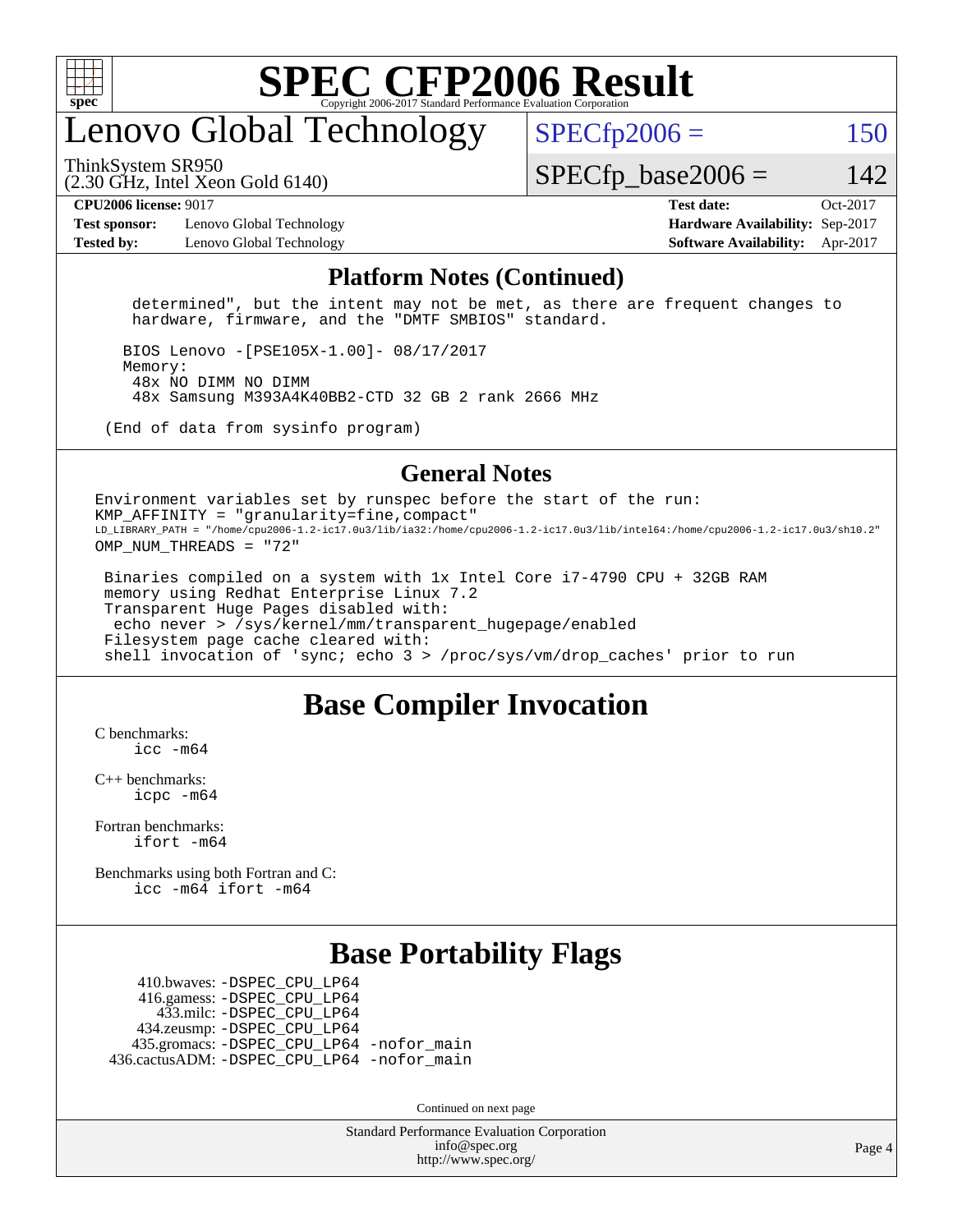# SPEC CFP2006 Result

Copyright 2006-2017 Standard Performance Evaluation Corporation

## Lenovo Global Technology

ThinkSystem SR950
(2.30 GHz, Intel Xeon Gold 6140)

SPECfp2006 = 150

SPECfp_base2006 = 142

| | | | |
|---|---|---|---|
| **CPU2006 license:** 9017 | | **Test date:** | Oct-2017 |
| **Test sponsor:** | Lenovo Global Technology | **Hardware Availability:** | Sep-2017 |
| **Tested by:** | Lenovo Global Technology | **Software Availability:** | Apr-2017 |

### Platform Notes (Continued)

```
  determined", but the intent may not be met, as there are frequent changes to
  hardware, firmware, and the "DMTF SMBIOS" standard.

 BIOS Lenovo -[PSE105X-1.00]- 08/17/2017
 Memory:
  48x NO DIMM NO DIMM
  48x Samsung M393A4K40BB2-CTD 32 GB 2 rank 2666 MHz

(End of data from sysinfo program)
```

### General Notes

```
Environment variables set by runspec before the start of the run:
KMP_AFFINITY = "granularity=fine,compact"
LD_LIBRARY_PATH = "/home/cpu2006-1.2-ic17.0u3/lib/ia32:/home/cpu2006-1.2-ic17.0u3/lib/intel64:/home/cpu2006-1.2-ic17.0u3/sh10.2"
OMP_NUM_THREADS = "72"

 Binaries compiled on a system with 1x Intel Core i7-4790 CPU + 32GB RAM
 memory using Redhat Enterprise Linux 7.2
 Transparent Huge Pages disabled with:
  echo never > /sys/kernel/mm/transparent_hugepage/enabled
 Filesystem page cache cleared with:
 shell invocation of 'sync; echo 3 > /proc/sys/vm/drop_caches' prior to run
```

## Base Compiler Invocation

C benchmarks:
 icc -m64

C++ benchmarks:
 icpc -m64

Fortran benchmarks:
 ifort -m64

Benchmarks using both Fortran and C:
 icc -m64 ifort -m64

## Base Portability Flags

410.bwaves: -DSPEC_CPU_LP64
416.gamess: -DSPEC_CPU_LP64
433.milc: -DSPEC_CPU_LP64
434.zeusmp: -DSPEC_CPU_LP64
435.gromacs: -DSPEC_CPU_LP64 -nofor_main
436.cactusADM: -DSPEC_CPU_LP64 -nofor_main

Continued on next page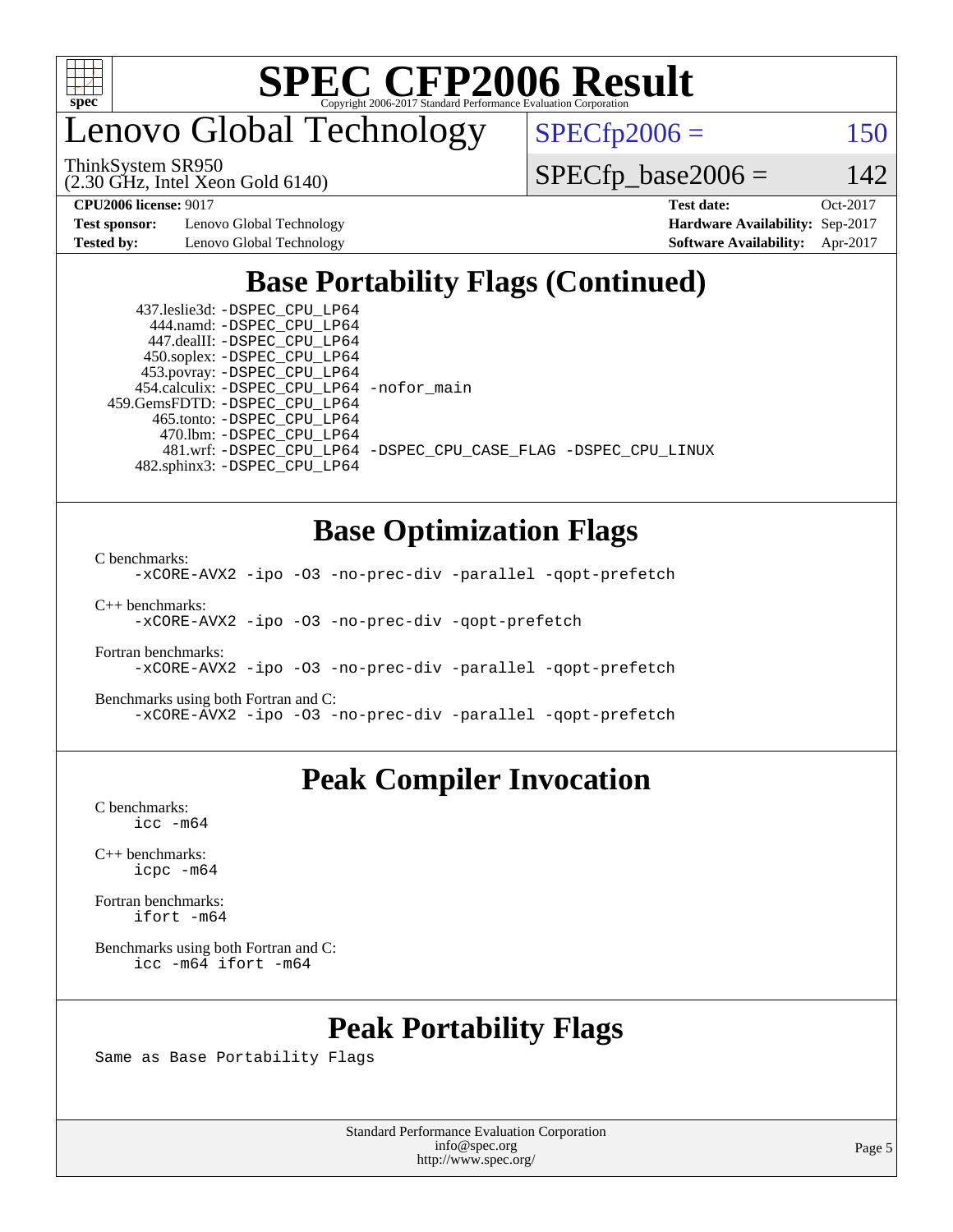# Lenovo Global Technology

ThinkSystem SR950
(2.30 GHz, Intel Xeon Gold 6140)

SPECfp2006 = 150

SPECfp_base2006 = 142

**CPU2006 license:** 9017
**Test sponsor:** Lenovo Global Technology
**Tested by:** Lenovo Global Technology

**Test date:** Oct-2017
**Hardware Availability:** Sep-2017
**Software Availability:** Apr-2017

## Base Portability Flags (Continued)

```
437.leslie3d: -DSPEC_CPU_LP64
    444.namd: -DSPEC_CPU_LP64
  447.dealII: -DSPEC_CPU_LP64
  450.soplex: -DSPEC_CPU_LP64
  453.povray: -DSPEC_CPU_LP64
454.calculix: -DSPEC_CPU_LP64 -nofor_main
459.GemsFDTD: -DSPEC_CPU_LP64
   465.tonto: -DSPEC_CPU_LP64
     470.lbm: -DSPEC_CPU_LP64
     481.wrf: -DSPEC_CPU_LP64 -DSPEC_CPU_CASE_FLAG -DSPEC_CPU_LINUX
 482.sphinx3: -DSPEC_CPU_LP64
```

## Base Optimization Flags

C benchmarks:
```
-xCORE-AVX2 -ipo -O3 -no-prec-div -parallel -qopt-prefetch
```

C++ benchmarks:
```
-xCORE-AVX2 -ipo -O3 -no-prec-div -qopt-prefetch
```

Fortran benchmarks:
```
-xCORE-AVX2 -ipo -O3 -no-prec-div -parallel -qopt-prefetch
```

Benchmarks using both Fortran and C:
```
-xCORE-AVX2 -ipo -O3 -no-prec-div -parallel -qopt-prefetch
```

## Peak Compiler Invocation

C benchmarks:
```
icc -m64
```

C++ benchmarks:
```
icpc -m64
```

Fortran benchmarks:
```
ifort -m64
```

Benchmarks using both Fortran and C:
```
icc -m64 ifort -m64
```

## Peak Portability Flags

Same as Base Portability Flags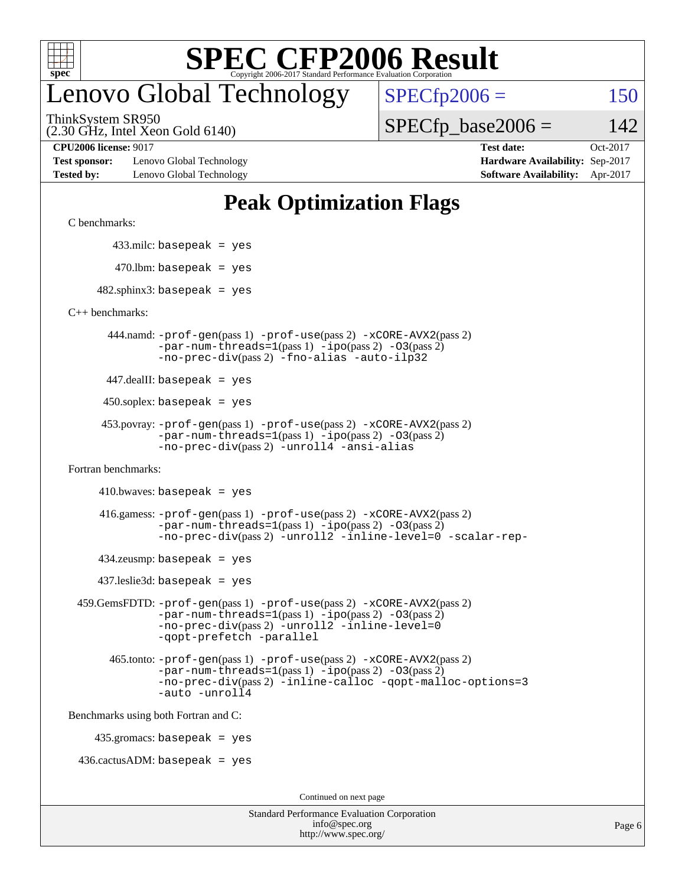# SPEC CFP2006 Result

Copyright 2006-2017 Standard Performance Evaluation Corporation

## Lenovo Global Technology

ThinkSystem SR950
(2.30 GHz, Intel Xeon Gold 6140)

SPECfp2006 = 150

SPECfp_base2006 = 142

| | | | |
|---|---|---|---|
| **CPU2006 license:** 9017 | | **Test date:** | Oct-2017 |
| **Test sponsor:** | Lenovo Global Technology | **Hardware Availability:** | Sep-2017 |
| **Tested by:** | Lenovo Global Technology | **Software Availability:** | Apr-2017 |

## Peak Optimization Flags

C benchmarks:

433.milc: `basepeak = yes`

470.lbm: `basepeak = yes`

482.sphinx3: `basepeak = yes`

C++ benchmarks:

444.namd: `-prof-gen`(pass 1) `-prof-use`(pass 2) `-xCORE-AVX2`(pass 2) `-par-num-threads=1`(pass 1) `-ipo`(pass 2) `-O3`(pass 2) `-no-prec-div`(pass 2) `-fno-alias` `-auto-ilp32`

447.dealII: `basepeak = yes`

450.soplex: `basepeak = yes`

453.povray: `-prof-gen`(pass 1) `-prof-use`(pass 2) `-xCORE-AVX2`(pass 2) `-par-num-threads=1`(pass 1) `-ipo`(pass 2) `-O3`(pass 2) `-no-prec-div`(pass 2) `-unroll4` `-ansi-alias`

Fortran benchmarks:

410.bwaves: `basepeak = yes`

416.gamess: `-prof-gen`(pass 1) `-prof-use`(pass 2) `-xCORE-AVX2`(pass 2) `-par-num-threads=1`(pass 1) `-ipo`(pass 2) `-O3`(pass 2) `-no-prec-div`(pass 2) `-unroll2` `-inline-level=0` `-scalar-rep-`

434.zeusmp: `basepeak = yes`

437.leslie3d: `basepeak = yes`

459.GemsFDTD: `-prof-gen`(pass 1) `-prof-use`(pass 2) `-xCORE-AVX2`(pass 2) `-par-num-threads=1`(pass 1) `-ipo`(pass 2) `-O3`(pass 2) `-no-prec-div`(pass 2) `-unroll2` `-inline-level=0` `-qopt-prefetch` `-parallel`

465.tonto: `-prof-gen`(pass 1) `-prof-use`(pass 2) `-xCORE-AVX2`(pass 2) `-par-num-threads=1`(pass 1) `-ipo`(pass 2) `-O3`(pass 2) `-no-prec-div`(pass 2) `-inline-calloc` `-qopt-malloc-options=3` `-auto` `-unroll4`

Benchmarks using both Fortran and C:

435.gromacs: `basepeak = yes`

436.cactusADM: `basepeak = yes`

Continued on next page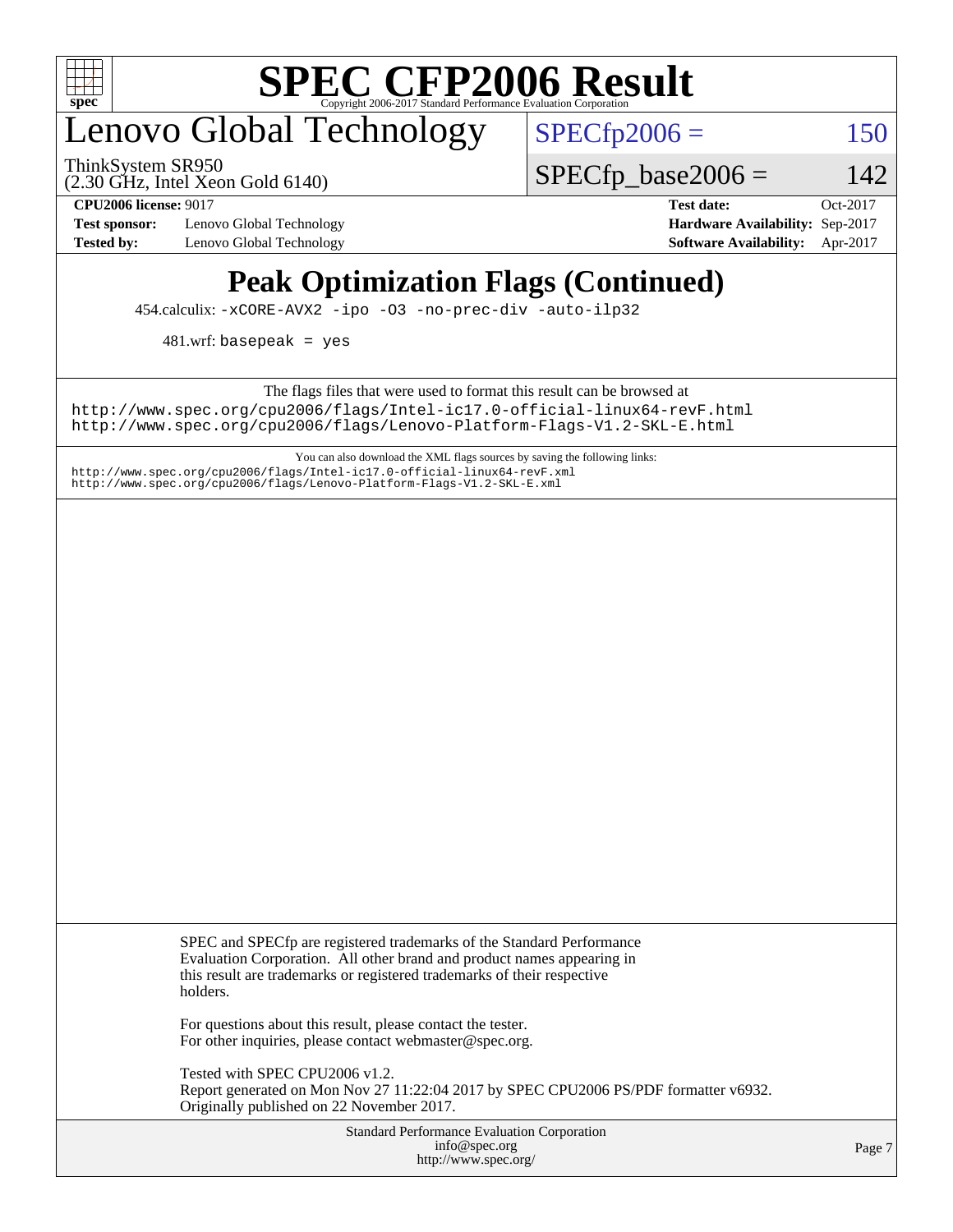# Lenovo Global Technology

ThinkSystem SR950
(2.30 GHz, Intel Xeon Gold 6140)

SPECfp2006 = 150

SPECfp_base2006 = 142

**CPU2006 license:** 9017
**Test sponsor:** Lenovo Global Technology
**Tested by:** Lenovo Global Technology

**Test date:** Oct-2017
**Hardware Availability:** Sep-2017
**Software Availability:** Apr-2017

## Peak Optimization Flags (Continued)

454.calculix: `-xCORE-AVX2 -ipo -O3 -no-prec-div -auto-ilp32`

481.wrf: `basepeak = yes`

The flags files that were used to format this result can be browsed at
http://www.spec.org/cpu2006/flags/Intel-ic17.0-official-linux64-revF.html
http://www.spec.org/cpu2006/flags/Lenovo-Platform-Flags-V1.2-SKL-E.html

You can also download the XML flags sources by saving the following links:
http://www.spec.org/cpu2006/flags/Intel-ic17.0-official-linux64-revF.xml
http://www.spec.org/cpu2006/flags/Lenovo-Platform-Flags-V1.2-SKL-E.xml

SPEC and SPECfp are registered trademarks of the Standard Performance Evaluation Corporation. All other brand and product names appearing in this result are trademarks or registered trademarks of their respective holders.

For questions about this result, please contact the tester.
For other inquiries, please contact webmaster@spec.org.

Tested with SPEC CPU2006 v1.2.
Report generated on Mon Nov 27 11:22:04 2017 by SPEC CPU2006 PS/PDF formatter v6932.
Originally published on 22 November 2017.